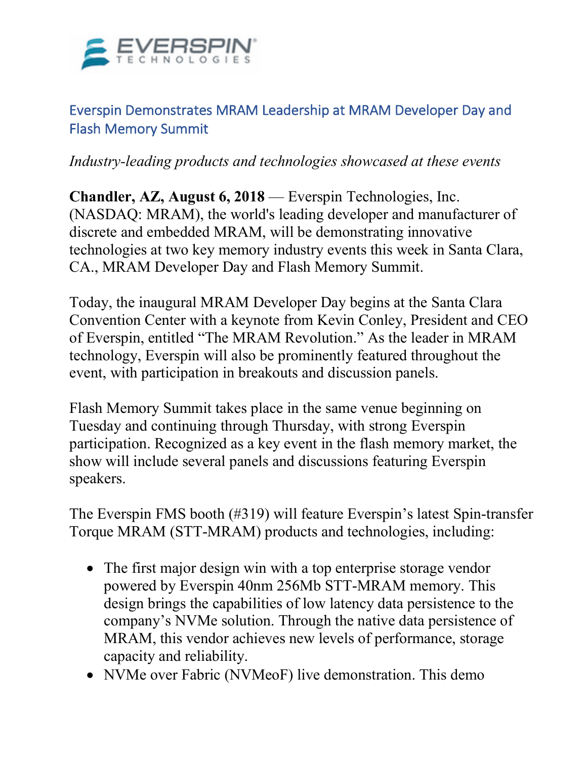# Everspin Demonstrates MRAM Leadership at MRAM Developer Day and Flash Memory Summit

*Industry-leading products and technologies showcased at these events*

**Chandler, AZ, August 6, 2018** — Everspin Technologies, Inc. (NASDAQ: MRAM), the world's leading developer and manufacturer of discrete and embedded MRAM, will be demonstrating innovative technologies at two key memory industry events this week in Santa Clara, CA., MRAM Developer Day and Flash Memory Summit.

Today, the inaugural MRAM Developer Day begins at the Santa Clara Convention Center with a keynote from Kevin Conley, President and CEO of Everspin, entitled "The MRAM Revolution." As the leader in MRAM technology, Everspin will also be prominently featured throughout the event, with participation in breakouts and discussion panels.

Flash Memory Summit takes place in the same venue beginning on Tuesday and continuing through Thursday, with strong Everspin participation. Recognized as a key event in the flash memory market, the show will include several panels and discussions featuring Everspin speakers.

The Everspin FMS booth (#319) will feature Everspin's latest Spin-transfer Torque MRAM (STT-MRAM) products and technologies, including:

- The first major design win with a top enterprise storage vendor powered by Everspin 40nm 256Mb STT-MRAM memory. This design brings the capabilities of low latency data persistence to the company's NVMe solution. Through the native data persistence of MRAM, this vendor achieves new levels of performance, storage capacity and reliability.
- NVMe over Fabric (NVMeoF) live demonstration. This demo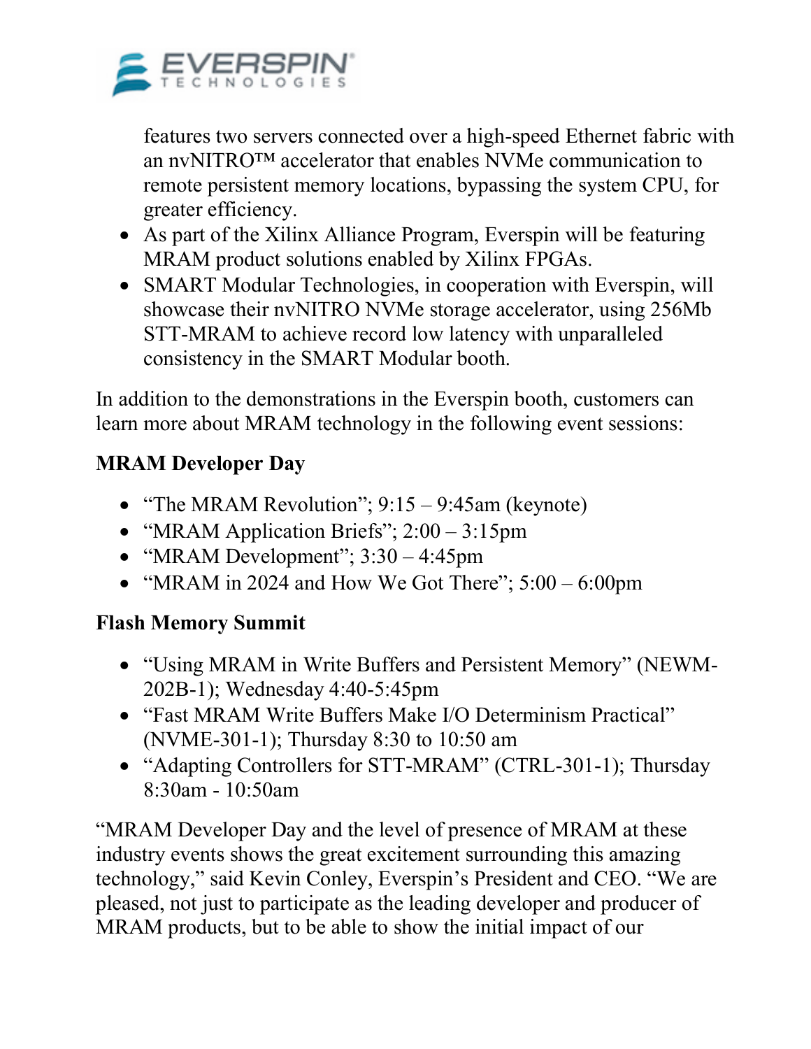features two servers connected over a high-speed Ethernet fabric with an nvNITRO™ accelerator that enables NVMe communication to remote persistent memory locations, bypassing the system CPU, for greater efficiency.

- As part of the Xilinx Alliance Program, Everspin will be featuring MRAM product solutions enabled by Xilinx FPGAs.
- SMART Modular Technologies, in cooperation with Everspin, will showcase their nvNITRO NVMe storage accelerator, using 256Mb STT-MRAM to achieve record low latency with unparalleled consistency in the SMART Modular booth.

In addition to the demonstrations in the Everspin booth, customers can learn more about MRAM technology in the following event sessions:

**MRAM Developer Day**

- "The MRAM Revolution"; 9:15 – 9:45am (keynote)
- "MRAM Application Briefs"; 2:00 – 3:15pm
- "MRAM Development"; 3:30 – 4:45pm
- "MRAM in 2024 and How We Got There"; 5:00 – 6:00pm

**Flash Memory Summit**

- "Using MRAM in Write Buffers and Persistent Memory" (NEWM-202B-1); Wednesday 4:40-5:45pm
- "Fast MRAM Write Buffers Make I/O Determinism Practical" (NVME-301-1); Thursday 8:30 to 10:50 am
- "Adapting Controllers for STT-MRAM" (CTRL-301-1); Thursday 8:30am - 10:50am

"MRAM Developer Day and the level of presence of MRAM at these industry events shows the great excitement surrounding this amazing technology," said Kevin Conley, Everspin's President and CEO. "We are pleased, not just to participate as the leading developer and producer of MRAM products, but to be able to show the initial impact of our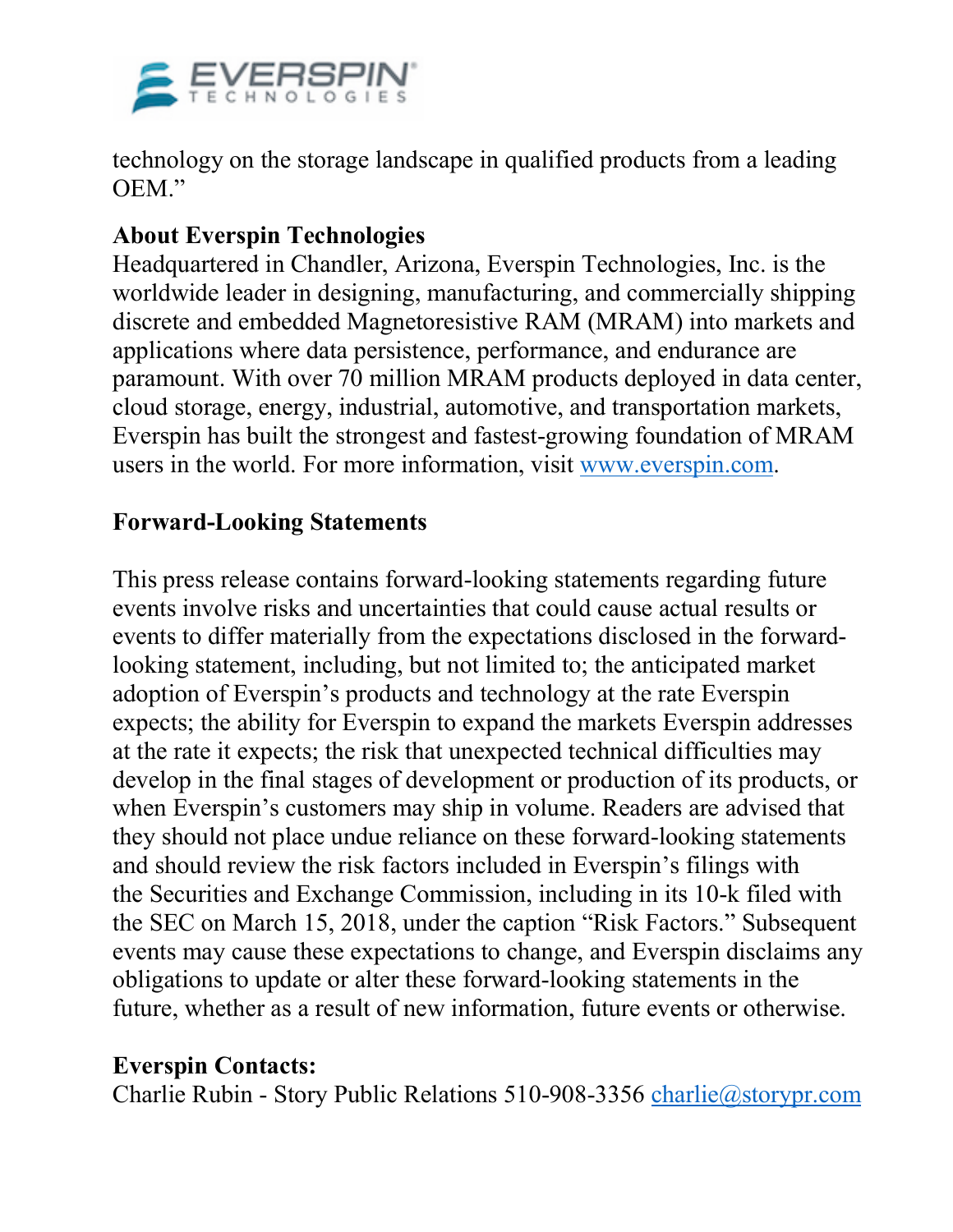technology on the storage landscape in qualified products from a leading OEM."

**About Everspin Technologies**
Headquartered in Chandler, Arizona, Everspin Technologies, Inc. is the worldwide leader in designing, manufacturing, and commercially shipping discrete and embedded Magnetoresistive RAM (MRAM) into markets and applications where data persistence, performance, and endurance are paramount. With over 70 million MRAM products deployed in data center, cloud storage, energy, industrial, automotive, and transportation markets, Everspin has built the strongest and fastest-growing foundation of MRAM users in the world. For more information, visit [www.everspin.com](http://www.everspin.com).

**Forward-Looking Statements**

This press release contains forward-looking statements regarding future events involve risks and uncertainties that could cause actual results or events to differ materially from the expectations disclosed in the forward-looking statement, including, but not limited to; the anticipated market adoption of Everspin's products and technology at the rate Everspin expects; the ability for Everspin to expand the markets Everspin addresses at the rate it expects; the risk that unexpected technical difficulties may develop in the final stages of development or production of its products, or when Everspin's customers may ship in volume. Readers are advised that they should not place undue reliance on these forward-looking statements and should review the risk factors included in Everspin's filings with the Securities and Exchange Commission, including in its 10-k filed with the SEC on March 15, 2018, under the caption "Risk Factors." Subsequent events may cause these expectations to change, and Everspin disclaims any obligations to update or alter these forward-looking statements in the future, whether as a result of new information, future events or otherwise.

**Everspin Contacts:**
Charlie Rubin - Story Public Relations 510-908-3356 [charlie@storypr.com](mailto:charlie@storypr.com)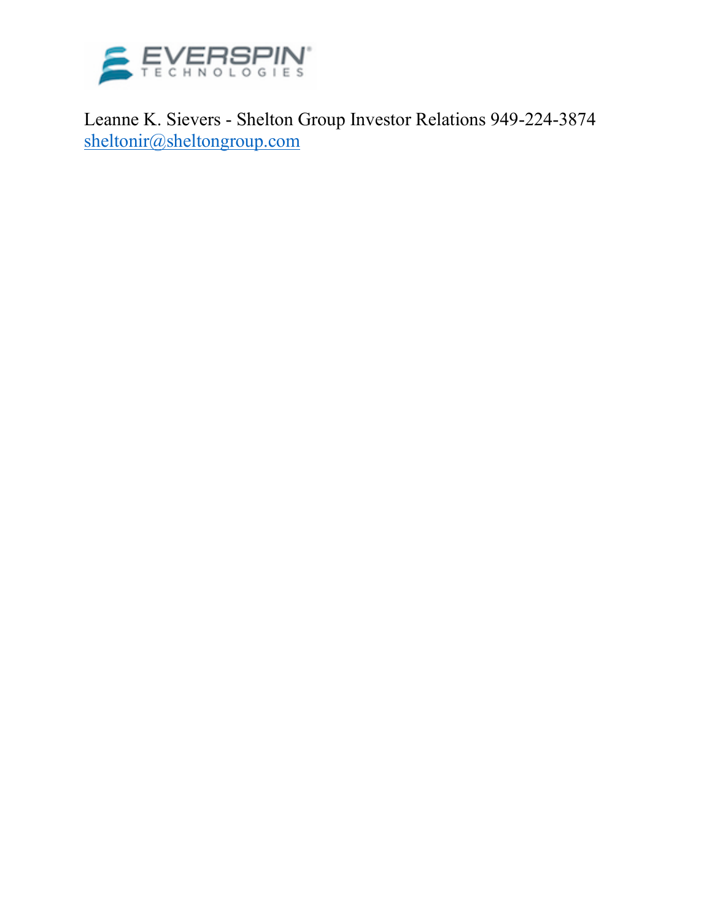Leanne K. Sievers - Shelton Group Investor Relations 949-224-3874
sheltonir@sheltongroup.com